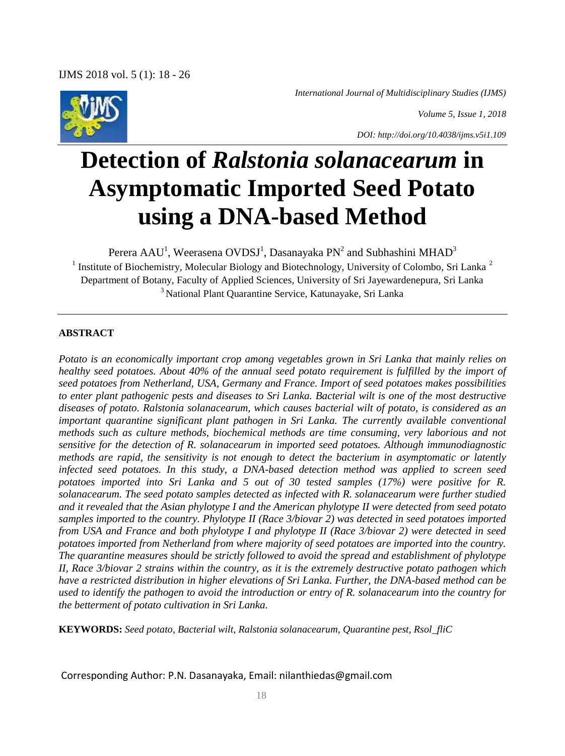*International Journal of Multidisciplinary Studies (IJMS)*

*Volume 5, Issue 1, 2018*

*DOI: http://doi.org/10.4038/ijms.v5i1.109*

# Detection of *Ralstonia solanacearum* in Asymptomatic Imported Seed Potato using a DNA-based Method

Perera AAU[1], Weerasena OVDSJ[1], Dasanayaka PN[2] and Subhashini MHAD[3]

[1] Institute of Biochemistry, Molecular Biology and Biotechnology, University of Colombo, Sri Lanka [2] Department of Botany, Faculty of Applied Sciences, University of Sri Jayewardenepura, Sri Lanka

[3] National Plant Quarantine Service, Katunayake, Sri Lanka

## ABSTRACT

*Potato is an economically important crop among vegetables grown in Sri Lanka that mainly relies on healthy seed potatoes. About 40% of the annual seed potato requirement is fulfilled by the import of seed potatoes from Netherland, USA, Germany and France. Import of seed potatoes makes possibilities to enter plant pathogenic pests and diseases to Sri Lanka. Bacterial wilt is one of the most destructive diseases of potato. Ralstonia solanacearum, which causes bacterial wilt of potato, is considered as an important quarantine significant plant pathogen in Sri Lanka. The currently available conventional methods such as culture methods, biochemical methods are time consuming, very laborious and not sensitive for the detection of R. solanacearum in imported seed potatoes. Although immunodiagnostic methods are rapid, the sensitivity is not enough to detect the bacterium in asymptomatic or latently infected seed potatoes. In this study, a DNA-based detection method was applied to screen seed potatoes imported into Sri Lanka and 5 out of 30 tested samples (17%) were positive for R. solanacearum. The seed potato samples detected as infected with R. solanacearum were further studied and it revealed that the Asian phylotype I and the American phylotype II were detected from seed potato samples imported to the country. Phylotype II (Race 3/biovar 2) was detected in seed potatoes imported from USA and France and both phylotype I and phylotype II (Race 3/biovar 2) were detected in seed potatoes imported from Netherland from where majority of seed potatoes are imported into the country. The quarantine measures should be strictly followed to avoid the spread and establishment of phylotype II, Race 3/biovar 2 strains within the country, as it is the extremely destructive potato pathogen which have a restricted distribution in higher elevations of Sri Lanka. Further, the DNA-based method can be used to identify the pathogen to avoid the introduction or entry of R. solanacearum into the country for the betterment of potato cultivation in Sri Lanka.*

**KEYWORDS:** *Seed potato, Bacterial wilt, Ralstonia solanacearum, Quarantine pest, Rsol_fliC*

Corresponding Author: P.N. Dasanayaka, Email: nilanthiedas@gmail.com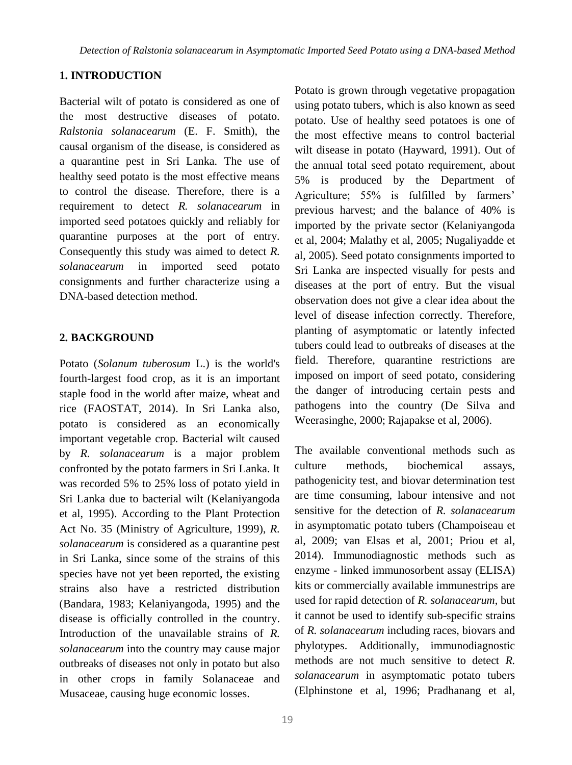## 1. INTRODUCTION

Bacterial wilt of potato is considered as one of the most destructive diseases of potato. *Ralstonia solanacearum* (E. F. Smith), the causal organism of the disease, is considered as a quarantine pest in Sri Lanka. The use of healthy seed potato is the most effective means to control the disease. Therefore, there is a requirement to detect *R. solanacearum* in imported seed potatoes quickly and reliably for quarantine purposes at the port of entry. Consequently this study was aimed to detect *R. solanacearum* in imported seed potato consignments and further characterize using a DNA-based detection method.

## 2. BACKGROUND

Potato (*Solanum tuberosum* L.) is the world's fourth-largest food crop, as it is an important staple food in the world after maize, wheat and rice (FAOSTAT, 2014). In Sri Lanka also, potato is considered as an economically important vegetable crop. Bacterial wilt caused by *R. solanacearum* is a major problem confronted by the potato farmers in Sri Lanka. It was recorded 5% to 25% loss of potato yield in Sri Lanka due to bacterial wilt (Kelaniyangoda et al, 1995). According to the Plant Protection Act No. 35 (Ministry of Agriculture, 1999), *R. solanacearum* is considered as a quarantine pest in Sri Lanka, since some of the strains of this species have not yet been reported, the existing strains also have a restricted distribution (Bandara, 1983; Kelaniyangoda, 1995) and the disease is officially controlled in the country. Introduction of the unavailable strains of *R. solanacearum* into the country may cause major outbreaks of diseases not only in potato but also in other crops in family Solanaceae and Musaceae, causing huge economic losses.

Potato is grown through vegetative propagation using potato tubers, which is also known as seed potato. Use of healthy seed potatoes is one of the most effective means to control bacterial wilt disease in potato (Hayward, 1991). Out of the annual total seed potato requirement, about 5% is produced by the Department of Agriculture; 55% is fulfilled by farmers' previous harvest; and the balance of 40% is imported by the private sector (Kelaniyangoda et al, 2004; Malathy et al, 2005; Nugaliyadde et al, 2005). Seed potato consignments imported to Sri Lanka are inspected visually for pests and diseases at the port of entry. But the visual observation does not give a clear idea about the level of disease infection correctly. Therefore, planting of asymptomatic or latently infected tubers could lead to outbreaks of diseases at the field. Therefore, quarantine restrictions are imposed on import of seed potato, considering the danger of introducing certain pests and pathogens into the country (De Silva and Weerasinghe, 2000; Rajapakse et al, 2006).

The available conventional methods such as culture methods, biochemical assays, pathogenicity test, and biovar determination test are time consuming, labour intensive and not sensitive for the detection of *R. solanacearum* in asymptomatic potato tubers (Champoiseau et al, 2009; van Elsas et al, 2001; Priou et al, 2014). Immunodiagnostic methods such as enzyme - linked immunosorbent assay (ELISA) kits or commercially available immunestrips are used for rapid detection of *R. solanacearum*, but it cannot be used to identify sub-specific strains of *R. solanacearum* including races, biovars and phylotypes. Additionally, immunodiagnostic methods are not much sensitive to detect *R. solanacearum* in asymptomatic potato tubers (Elphinstone et al, 1996; Pradhanang et al,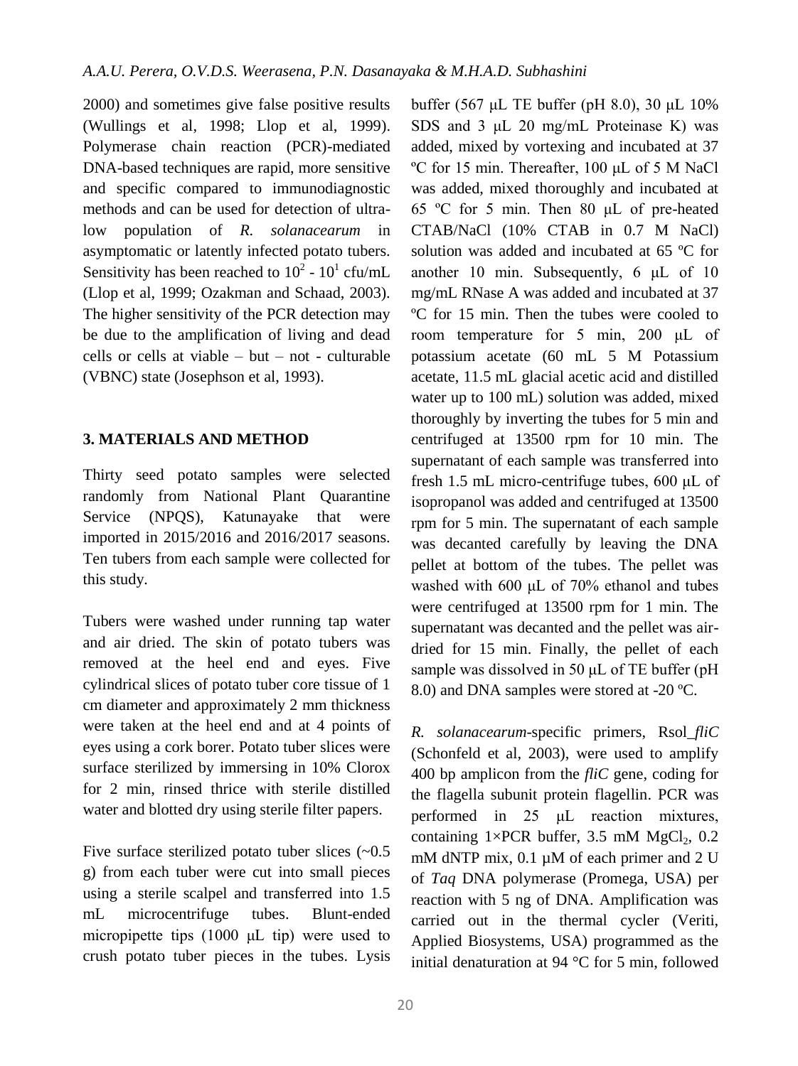2000) and sometimes give false positive results (Wullings et al, 1998; Llop et al, 1999). Polymerase chain reaction (PCR)-mediated DNA-based techniques are rapid, more sensitive and specific compared to immunodiagnostic methods and can be used for detection of ultra-low population of *R. solanacearum* in asymptomatic or latently infected potato tubers. Sensitivity has been reached to $10^2$ - $10^1$ cfu/mL (Llop et al, 1999; Ozakman and Schaad, 2003). The higher sensitivity of the PCR detection may be due to the amplification of living and dead cells or cells at viable – but – not - culturable (VBNC) state (Josephson et al, 1993).

## 3. MATERIALS AND METHOD

Thirty seed potato samples were selected randomly from National Plant Quarantine Service (NPQS), Katunayake that were imported in 2015/2016 and 2016/2017 seasons. Ten tubers from each sample were collected for this study.

Tubers were washed under running tap water and air dried. The skin of potato tubers was removed at the heel end and eyes. Five cylindrical slices of potato tuber core tissue of 1 cm diameter and approximately 2 mm thickness were taken at the heel end and at 4 points of eyes using a cork borer. Potato tuber slices were surface sterilized by immersing in 10% Clorox for 2 min, rinsed thrice with sterile distilled water and blotted dry using sterile filter papers.

Five surface sterilized potato tuber slices (~0.5 g) from each tuber were cut into small pieces using a sterile scalpel and transferred into 1.5 mL microcentrifuge tubes. Blunt-ended micropipette tips (1000 μL tip) were used to crush potato tuber pieces in the tubes. Lysis buffer (567 μL TE buffer (pH 8.0), 30 μL 10% SDS and 3 μL 20 mg/mL Proteinase K) was added, mixed by vortexing and incubated at 37 ºC for 15 min. Thereafter, 100 μL of 5 M NaCl was added, mixed thoroughly and incubated at 65 ºC for 5 min. Then 80 μL of pre-heated CTAB/NaCl (10% CTAB in 0.7 M NaCl) solution was added and incubated at 65 ºC for another 10 min. Subsequently, 6 μL of 10 mg/mL RNase A was added and incubated at 37 ºC for 15 min. Then the tubes were cooled to room temperature for 5 min, 200 μL of potassium acetate (60 mL 5 M Potassium acetate, 11.5 mL glacial acetic acid and distilled water up to 100 mL) solution was added, mixed thoroughly by inverting the tubes for 5 min and centrifuged at 13500 rpm for 10 min. The supernatant of each sample was transferred into fresh 1.5 mL micro-centrifuge tubes, 600 μL of isopropanol was added and centrifuged at 13500 rpm for 5 min. The supernatant of each sample was decanted carefully by leaving the DNA pellet at bottom of the tubes. The pellet was washed with 600 μL of 70% ethanol and tubes were centrifuged at 13500 rpm for 1 min. The supernatant was decanted and the pellet was air-dried for 15 min. Finally, the pellet of each sample was dissolved in 50 μL of TE buffer (pH 8.0) and DNA samples were stored at -20 ºC.

*R. solanacearum*-specific primers, Rsol_*fliC* (Schonfeld et al, 2003), were used to amplify 400 bp amplicon from the *fliC* gene, coding for the flagella subunit protein flagellin. PCR was performed in 25 μL reaction mixtures, containing 1×PCR buffer, 3.5 mM $MgCl_2$, 0.2 mM dNTP mix, 0.1 µM of each primer and 2 U of *Taq* DNA polymerase (Promega, USA) per reaction with 5 ng of DNA. Amplification was carried out in the thermal cycler (Veriti, Applied Biosystems, USA) programmed as the initial denaturation at 94 °C for 5 min, followed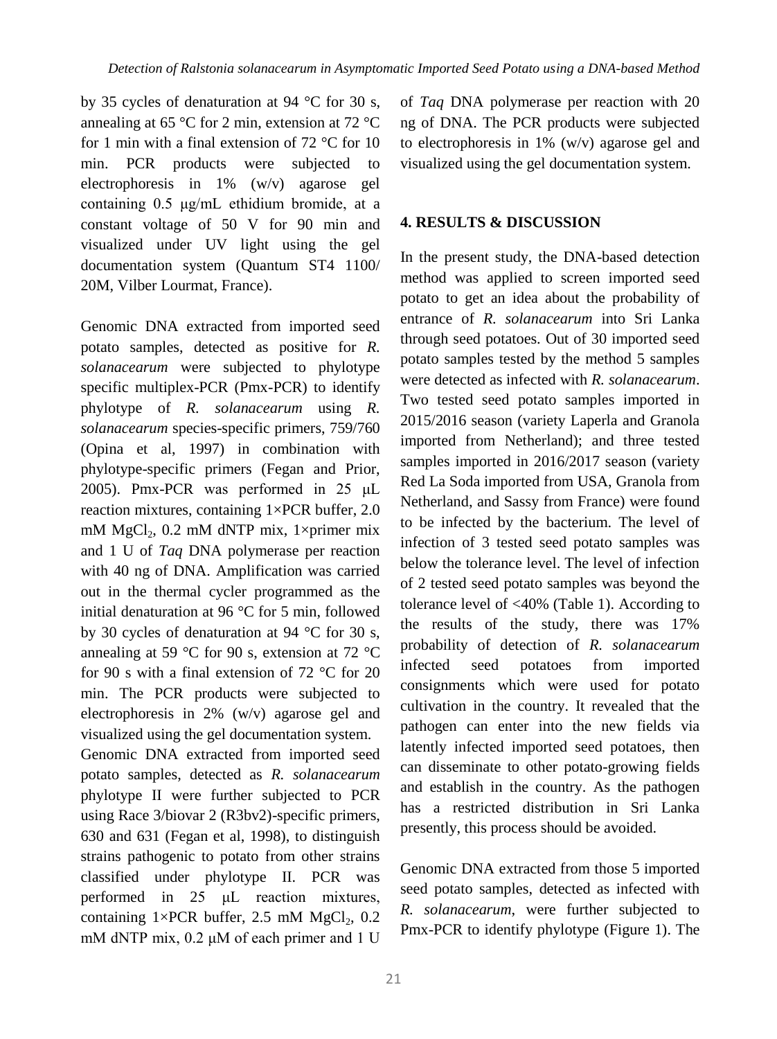by 35 cycles of denaturation at 94 °C for 30 s, annealing at 65 °C for 2 min, extension at 72 °C for 1 min with a final extension of 72 °C for 10 min. PCR products were subjected to electrophoresis in 1% (w/v) agarose gel containing 0.5 μg/mL ethidium bromide, at a constant voltage of 50 V for 90 min and visualized under UV light using the gel documentation system (Quantum ST4 1100/ 20M, Vilber Lourmat, France).

Genomic DNA extracted from imported seed potato samples, detected as positive for *R. solanacearum* were subjected to phylotype specific multiplex-PCR (Pmx-PCR) to identify phylotype of *R. solanacearum* using *R. solanacearum* species-specific primers, 759/760 (Opina et al, 1997) in combination with phylotype-specific primers (Fegan and Prior, 2005). Pmx-PCR was performed in 25 μL reaction mixtures, containing 1×PCR buffer, 2.0 mM $MgCl_2$, 0.2 mM dNTP mix, 1×primer mix and 1 U of *Taq* DNA polymerase per reaction with 40 ng of DNA. Amplification was carried out in the thermal cycler programmed as the initial denaturation at 96 °C for 5 min, followed by 30 cycles of denaturation at 94 °C for 30 s, annealing at 59 °C for 90 s, extension at 72 °C for 90 s with a final extension of 72 °C for 20 min. The PCR products were subjected to electrophoresis in 2% (w/v) agarose gel and visualized using the gel documentation system.

Genomic DNA extracted from imported seed potato samples, detected as *R. solanacearum* phylotype II were further subjected to PCR using Race 3/biovar 2 (R3bv2)-specific primers, 630 and 631 (Fegan et al, 1998), to distinguish strains pathogenic to potato from other strains classified under phylotype II. PCR was performed in 25 μL reaction mixtures, containing 1×PCR buffer, 2.5 mM $MgCl_2$, 0.2 mM dNTP mix, 0.2 μM of each primer and 1 U of *Taq* DNA polymerase per reaction with 20 ng of DNA. The PCR products were subjected to electrophoresis in 1% (w/v) agarose gel and visualized using the gel documentation system.

## 4. RESULTS & DISCUSSION

In the present study, the DNA-based detection method was applied to screen imported seed potato to get an idea about the probability of entrance of *R. solanacearum* into Sri Lanka through seed potatoes. Out of 30 imported seed potato samples tested by the method 5 samples were detected as infected with *R. solanacearum*. Two tested seed potato samples imported in 2015/2016 season (variety Laperla and Granola imported from Netherland); and three tested samples imported in 2016/2017 season (variety Red La Soda imported from USA, Granola from Netherland, and Sassy from France) were found to be infected by the bacterium. The level of infection of 3 tested seed potato samples was below the tolerance level. The level of infection of 2 tested seed potato samples was beyond the tolerance level of <40% (Table 1). According to the results of the study, there was 17% probability of detection of *R. solanacearum* infected seed potatoes from imported consignments which were used for potato cultivation in the country. It revealed that the pathogen can enter into the new fields via latently infected imported seed potatoes, then can disseminate to other potato-growing fields and establish in the country. As the pathogen has a restricted distribution in Sri Lanka presently, this process should be avoided.

Genomic DNA extracted from those 5 imported seed potato samples, detected as infected with *R. solanacearum*, were further subjected to Pmx-PCR to identify phylotype (Figure 1). The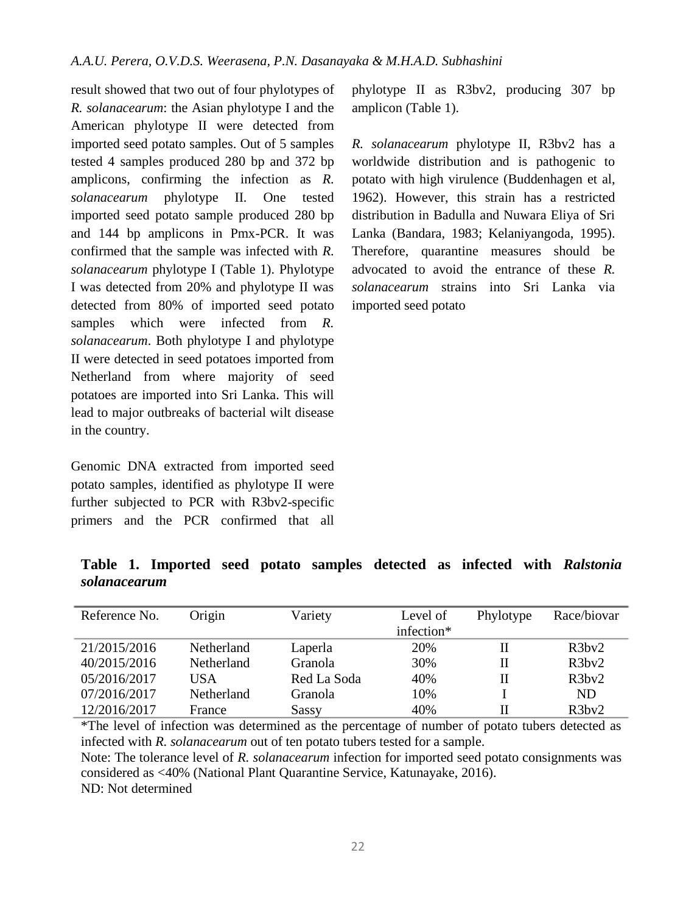result showed that two out of four phylotypes of *R. solanacearum*: the Asian phylotype I and the American phylotype II were detected from imported seed potato samples. Out of 5 samples tested 4 samples produced 280 bp and 372 bp amplicons, confirming the infection as *R. solanacearum* phylotype II. One tested imported seed potato sample produced 280 bp and 144 bp amplicons in Pmx-PCR. It was confirmed that the sample was infected with *R. solanacearum* phylotype I (Table 1). Phylotype I was detected from 20% and phylotype II was detected from 80% of imported seed potato samples which were infected from *R. solanacearum*. Both phylotype I and phylotype II were detected in seed potatoes imported from Netherland from where majority of seed potatoes are imported into Sri Lanka. This will lead to major outbreaks of bacterial wilt disease in the country.

Genomic DNA extracted from imported seed potato samples, identified as phylotype II were further subjected to PCR with R3bv2-specific primers and the PCR confirmed that all phylotype II as R3bv2, producing 307 bp amplicon (Table 1).

*R. solanacearum* phylotype II, R3bv2 has a worldwide distribution and is pathogenic to potato with high virulence (Buddenhagen et al, 1962). However, this strain has a restricted distribution in Badulla and Nuwara Eliya of Sri Lanka (Bandara, 1983; Kelaniyangoda, 1995). Therefore, quarantine measures should be advocated to avoid the entrance of these *R. solanacearum* strains into Sri Lanka via imported seed potato

**Table 1. Imported seed potato samples detected as infected with *Ralstonia solanacearum***

| Reference No. | Origin | Variety | Level of infection* | Phylotype | Race/biovar |
|---|---|---|---|---|---|
| 21/2015/2016 | Netherland | Laperla | 20% | II | R3bv2 |
| 40/2015/2016 | Netherland | Granola | 30% | II | R3bv2 |
| 05/2016/2017 | USA | Red La Soda | 40% | II | R3bv2 |
| 07/2016/2017 | Netherland | Granola | 10% | I | ND |
| 12/2016/2017 | France | Sassy | 40% | II | R3bv2 |

*The level of infection was determined as the percentage of number of potato tubers detected as infected with *R. solanacearum* out of ten potato tubers tested for a sample.

Note: The tolerance level of *R. solanacearum* infection for imported seed potato consignments was considered as <40% (National Plant Quarantine Service, Katunayake, 2016).

ND: Not determined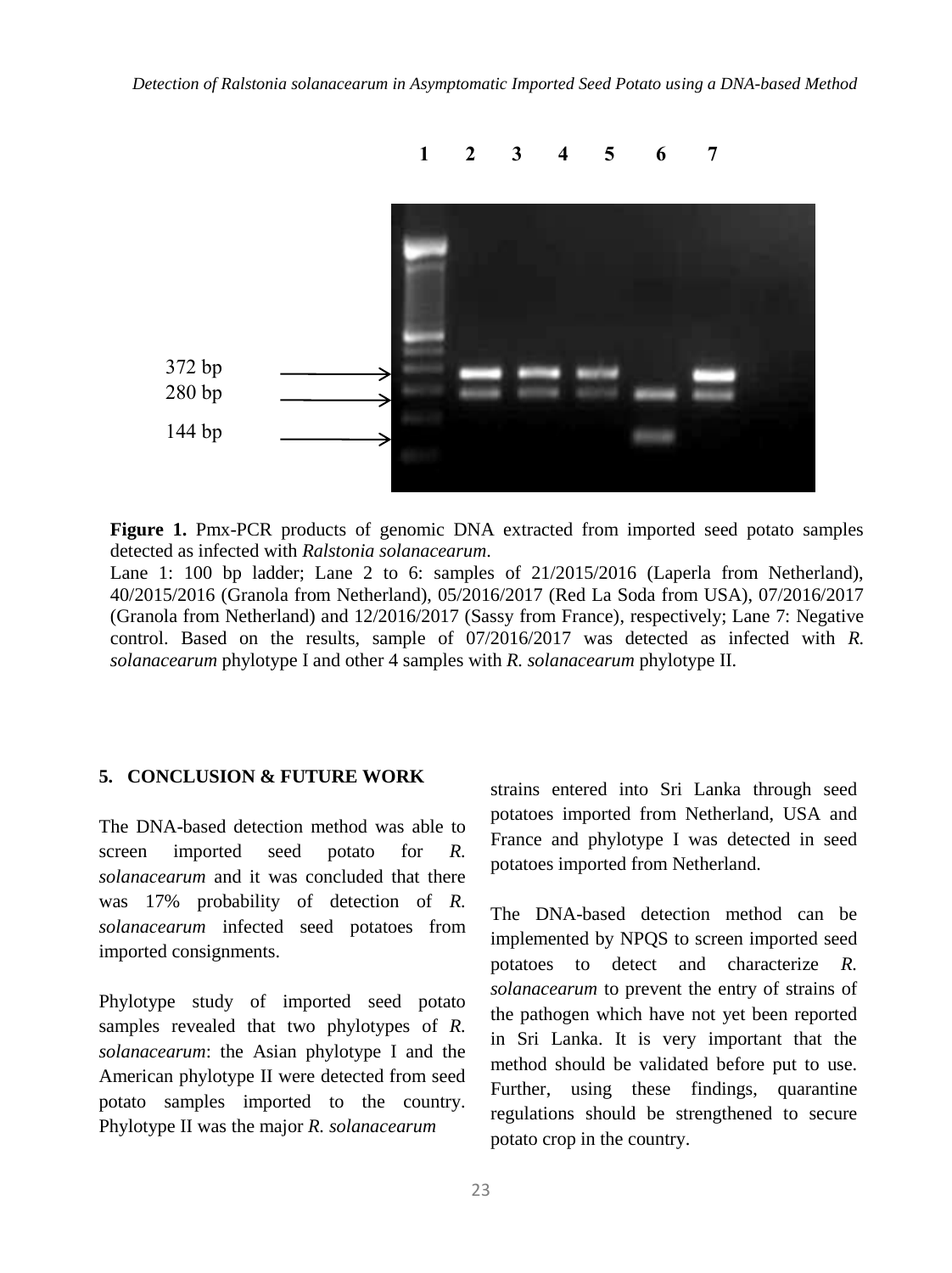**Figure 1.** Pmx-PCR products of genomic DNA extracted from imported seed potato samples detected as infected with *Ralstonia solanacearum*.

Lane 1: 100 bp ladder; Lane 2 to 6: samples of 21/2015/2016 (Laperla from Netherland), 40/2015/2016 (Granola from Netherland), 05/2016/2017 (Red La Soda from USA), 07/2016/2017 (Granola from Netherland) and 12/2016/2017 (Sassy from France), respectively; Lane 7: Negative control. Based on the results, sample of 07/2016/2017 was detected as infected with *R. solanacearum* phylotype I and other 4 samples with *R. solanacearum* phylotype II.

## 5. CONCLUSION & FUTURE WORK

The DNA-based detection method was able to screen imported seed potato for *R. solanacearum* and it was concluded that there was 17% probability of detection of *R. solanacearum* infected seed potatoes from imported consignments.

Phylotype study of imported seed potato samples revealed that two phylotypes of *R. solanacearum*: the Asian phylotype I and the American phylotype II were detected from seed potato samples imported to the country. Phylotype II was the major *R. solanacearum* strains entered into Sri Lanka through seed potatoes imported from Netherland, USA and France and phylotype I was detected in seed potatoes imported from Netherland.

The DNA-based detection method can be implemented by NPQS to screen imported seed potatoes to detect and characterize *R. solanacearum* to prevent the entry of strains of the pathogen which have not yet been reported in Sri Lanka. It is very important that the method should be validated before put to use. Further, using these findings, quarantine regulations should be strengthened to secure potato crop in the country.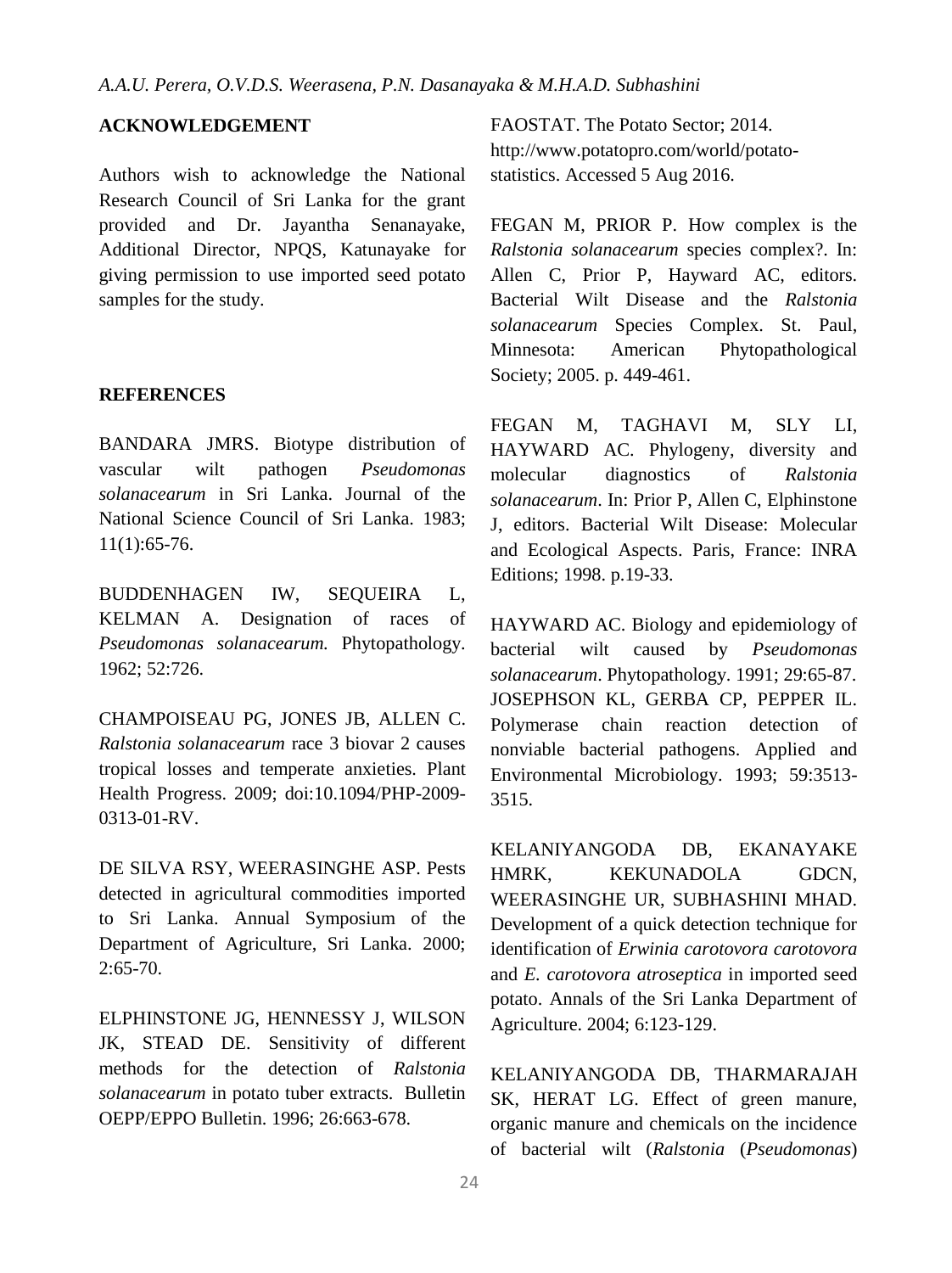## ACKNOWLEDGEMENT

Authors wish to acknowledge the National Research Council of Sri Lanka for the grant provided and Dr. Jayantha Senanayake, Additional Director, NPQS, Katunayake for giving permission to use imported seed potato samples for the study.

## REFERENCES

BANDARA JMRS. Biotype distribution of vascular wilt pathogen *Pseudomonas solanacearum* in Sri Lanka. Journal of the National Science Council of Sri Lanka. 1983; 11(1):65-76.

BUDDENHAGEN IW, SEQUEIRA L, KELMAN A. Designation of races of *Pseudomonas solanacearum.* Phytopathology. 1962; 52:726.

CHAMPOISEAU PG, JONES JB, ALLEN C. *Ralstonia solanacearum* race 3 biovar 2 causes tropical losses and temperate anxieties. Plant Health Progress. 2009; doi:10.1094/PHP-2009-0313-01-RV.

DE SILVA RSY, WEERASINGHE ASP. Pests detected in agricultural commodities imported to Sri Lanka. Annual Symposium of the Department of Agriculture, Sri Lanka. 2000; 2:65-70.

ELPHINSTONE JG, HENNESSY J, WILSON JK, STEAD DE. Sensitivity of different methods for the detection of *Ralstonia solanacearum* in potato tuber extracts. Bulletin OEPP/EPPO Bulletin. 1996; 26:663-678.

FAOSTAT. The Potato Sector; 2014. http://www.potatopro.com/world/potato-statistics. Accessed 5 Aug 2016.

FEGAN M, PRIOR P. How complex is the *Ralstonia solanacearum* species complex?. In: Allen C, Prior P, Hayward AC, editors. Bacterial Wilt Disease and the *Ralstonia solanacearum* Species Complex. St. Paul, Minnesota: American Phytopathological Society; 2005. p. 449-461.

FEGAN M, TAGHAVI M, SLY LI, HAYWARD AC. Phylogeny, diversity and molecular diagnostics of *Ralstonia solanacearum*. In: Prior P, Allen C, Elphinstone J, editors. Bacterial Wilt Disease: Molecular and Ecological Aspects. Paris, France: INRA Editions; 1998. p.19-33.

HAYWARD AC. Biology and epidemiology of bacterial wilt caused by *Pseudomonas solanacearum*. Phytopathology. 1991; 29:65-87.

JOSEPHSON KL, GERBA CP, PEPPER IL. Polymerase chain reaction detection of nonviable bacterial pathogens. Applied and Environmental Microbiology. 1993; 59:3513-3515.

KELANIYANGODA DB, EKANAYAKE HMRK, KEKUNADOLA GDCN, WEERASINGHE UR, SUBHASHINI MHAD. Development of a quick detection technique for identification of *Erwinia carotovora carotovora* and *E. carotovora atroseptica* in imported seed potato. Annals of the Sri Lanka Department of Agriculture. 2004; 6:123-129.

KELANIYANGODA DB, THARMARAJAH SK, HERAT LG. Effect of green manure, organic manure and chemicals on the incidence of bacterial wilt (*Ralstonia* (*Pseudomonas*)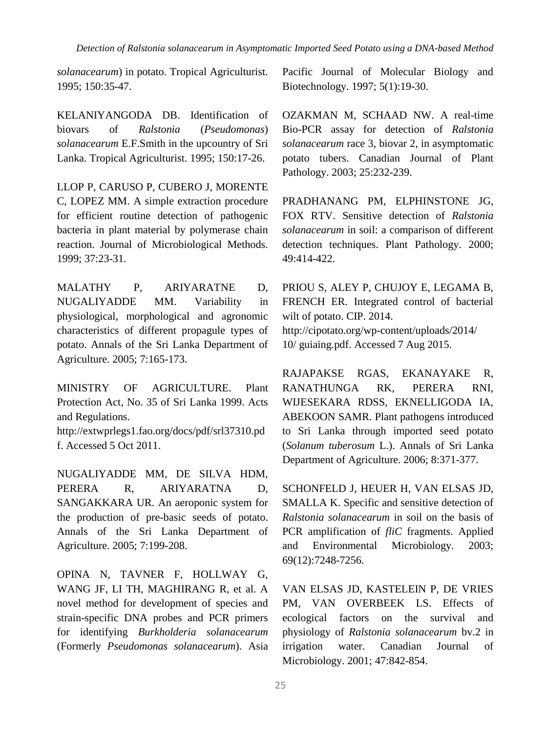*solanacearum*) in potato. Tropical Agriculturist. 1995; 150:35-47.

KELANIYANGODA DB. Identification of biovars of *Ralstonia* (*Pseudomonas*) *solanacearum* E.F.Smith in the upcountry of Sri Lanka. Tropical Agriculturist. 1995; 150:17-26.

LLOP P, CARUSO P, CUBERO J, MORENTE C, LOPEZ MM. A simple extraction procedure for efficient routine detection of pathogenic bacteria in plant material by polymerase chain reaction. Journal of Microbiological Methods. 1999; 37:23-31.

MALATHY P, ARIYARATNE D, NUGALIYADDE MM. Variability in physiological, morphological and agronomic characteristics of different propagule types of potato. Annals of the Sri Lanka Department of Agriculture. 2005; 7:165-173.

MINISTRY OF AGRICULTURE. Plant Protection Act, No. 35 of Sri Lanka 1999. Acts and Regulations.
http://extwprlegs1.fao.org/docs/pdf/srl37310.pdf. Accessed 5 Oct 2011.

NUGALIYADDE MM, DE SILVA HDM, PERERA R, ARIYARATNA D, SANGAKKARA UR. An aeroponic system for the production of pre-basic seeds of potato. Annals of the Sri Lanka Department of Agriculture. 2005; 7:199-208.

OPINA N, TAVNER F, HOLLWAY G, WANG JF, LI TH, MAGHIRANG R, et al. A novel method for development of species and strain-specific DNA probes and PCR primers for identifying *Burkholderia solanacearum* (Formerly *Pseudomonas solanacearum*). Asia Pacific Journal of Molecular Biology and Biotechnology. 1997; 5(1):19-30.

OZAKMAN M, SCHAAD NW. A real-time Bio-PCR assay for detection of *Ralstonia solanacearum* race 3, biovar 2, in asymptomatic potato tubers. Canadian Journal of Plant Pathology. 2003; 25:232-239.

PRADHANANG PM, ELPHINSTONE JG, FOX RTV. Sensitive detection of *Ralstonia solanacearum* in soil: a comparison of different detection techniques. Plant Pathology. 2000; 49:414-422.

PRIOU S, ALEY P, CHUJOY E, LEGAMA B, FRENCH ER. Integrated control of bacterial wilt of potato. CIP. 2014.
http://cipotato.org/wp-content/uploads/2014/10/ guiaing.pdf. Accessed 7 Aug 2015.

RAJAPAKSE RGAS, EKANAYAKE R, RANATHUNGA RK, PERERA RNI, WIJESEKARA RDSS, EKNELLIGODA IA, ABEKOON SAMR. Plant pathogens introduced to Sri Lanka through imported seed potato (*Solanum tuberosum* L.). Annals of Sri Lanka Department of Agriculture. 2006; 8:371-377.

SCHONFELD J, HEUER H, VAN ELSAS JD, SMALLA K. Specific and sensitive detection of *Ralstonia solanacearum* in soil on the basis of PCR amplification of *fliC* fragments. Applied and Environmental Microbiology. 2003; 69(12):7248-7256.

VAN ELSAS JD, KASTELEIN P, DE VRIES PM, VAN OVERBEEK LS. Effects of ecological factors on the survival and physiology of *Ralstonia solanacearum* bv.2 in irrigation water. Canadian Journal of Microbiology. 2001; 47:842-854.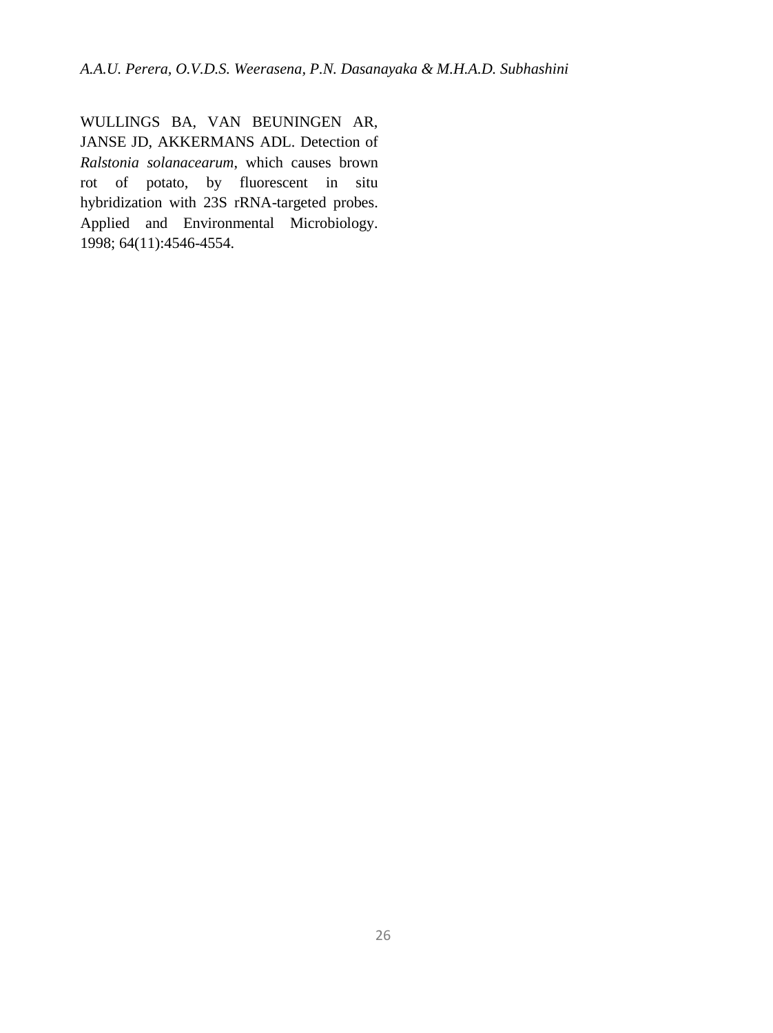WULLINGS BA, VAN BEUNINGEN AR, JANSE JD, AKKERMANS ADL. Detection of *Ralstonia solanacearum*, which causes brown rot of potato, by fluorescent in situ hybridization with 23S rRNA-targeted probes. Applied and Environmental Microbiology. 1998; 64(11):4546-4554.